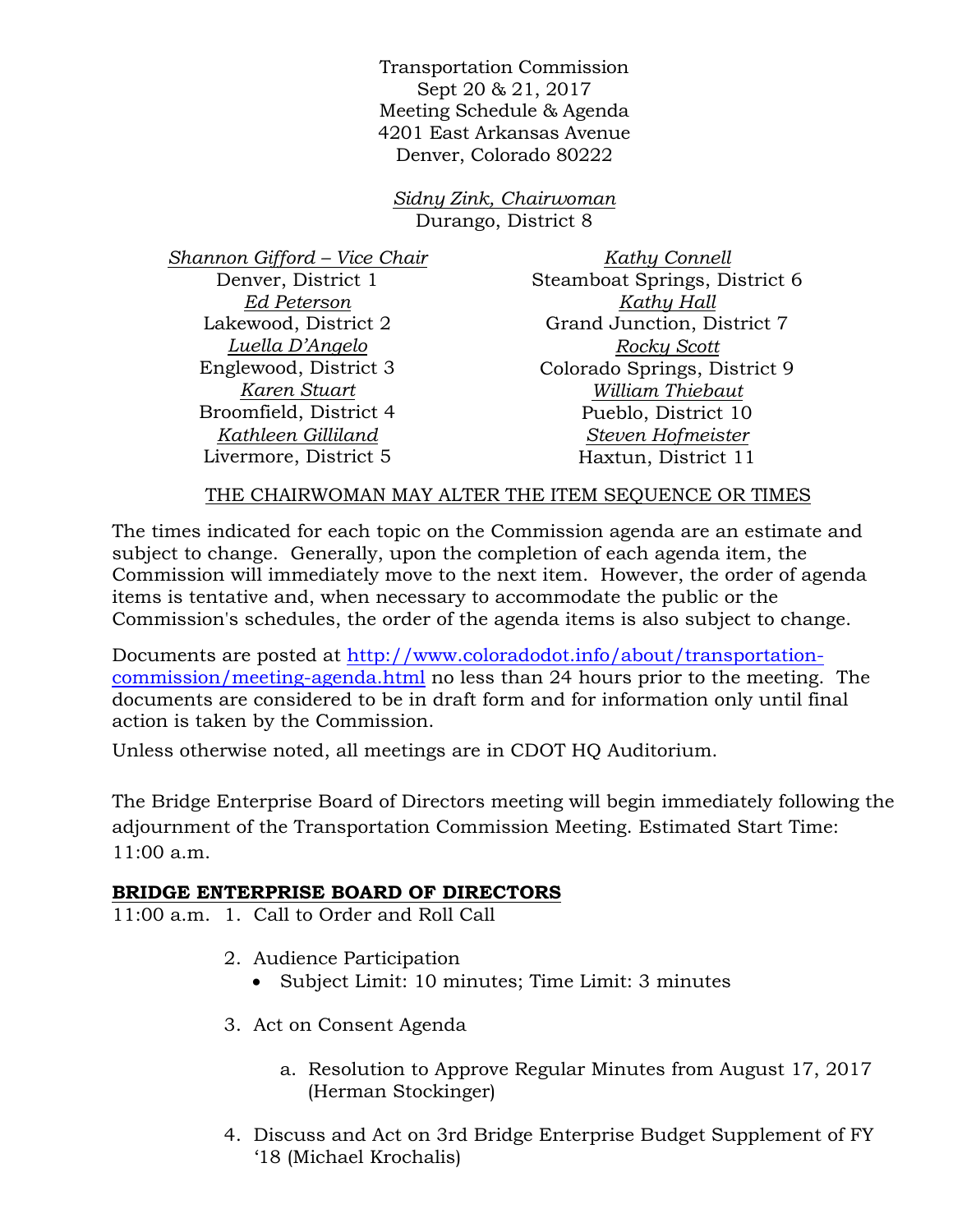Transportation Commission
Sept 20 & 21, 2017
Meeting Schedule & Agenda
4201 East Arkansas Avenue
Denver, Colorado 80222

*Sidny Zink, Chairwoman*
Durango, District 8

*Shannon Gifford – Vice Chair*
Denver, District 1
*Ed Peterson*
Lakewood, District 2
*Luella D'Angelo*
Englewood, District 3
*Karen Stuart*
Broomfield, District 4
*Kathleen Gilliland*
Livermore, District 5

*Kathy Connell*
Steamboat Springs, District 6
*Kathy Hall*
Grand Junction, District 7
*Rocky Scott*
Colorado Springs, District 9
*William Thiebaut*
Pueblo, District 10
*Steven Hofmeister*
Haxtun, District 11

THE CHAIRWOMAN MAY ALTER THE ITEM SEQUENCE OR TIMES

The times indicated for each topic on the Commission agenda are an estimate and subject to change. Generally, upon the completion of each agenda item, the Commission will immediately move to the next item. However, the order of agenda items is tentative and, when necessary to accommodate the public or the Commission's schedules, the order of the agenda items is also subject to change.

Documents are posted at http://www.coloradodot.info/about/transportation-commission/meeting-agenda.html no less than 24 hours prior to the meeting. The documents are considered to be in draft form and for information only until final action is taken by the Commission.

Unless otherwise noted, all meetings are in CDOT HQ Auditorium.

The Bridge Enterprise Board of Directors meeting will begin immediately following the adjournment of the Transportation Commission Meeting. Estimated Start Time: 11:00 a.m.

**BRIDGE ENTERPRISE BOARD OF DIRECTORS**

11:00 a.m. 1. Call to Order and Roll Call

2. Audience Participation
   - Subject Limit: 10 minutes; Time Limit: 3 minutes

3. Act on Consent Agenda

   a. Resolution to Approve Regular Minutes from August 17, 2017 (Herman Stockinger)

4. Discuss and Act on 3rd Bridge Enterprise Budget Supplement of FY '18 (Michael Krochalis)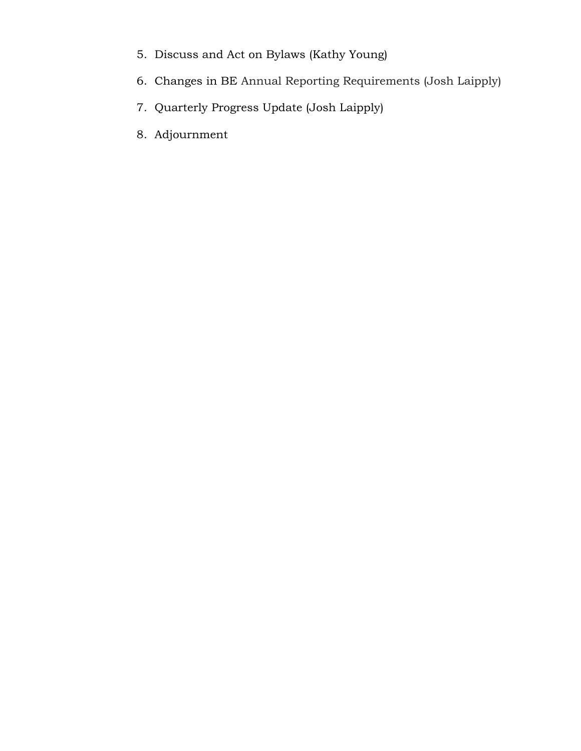5. Discuss and Act on Bylaws (Kathy Young)
6. Changes in BE Annual Reporting Requirements (Josh Laipply)
7. Quarterly Progress Update (Josh Laipply)
8. Adjournment